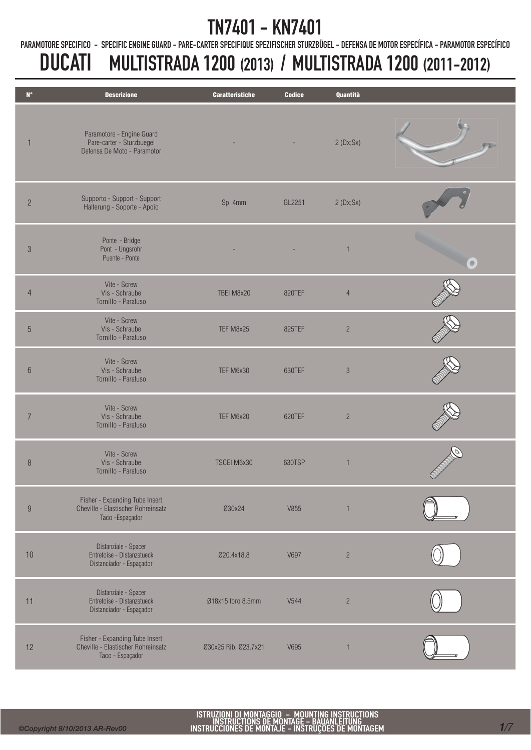# TN7401 - KN7401

PARAMOTORE SPECIFICO - SPECIFIC ENGINE GUARD - PARE-CARTER SPECIFIQUE SPEZIFISCHER STURZBÜGEL - DEFENSA DE MOTOR ESPECÍFICA - PARAMOTOR ESPECÍFICO

## DUCATI MULTISTRADA 1200 (2013) / MULTISTRADA 1200 (2011-2012)

| N° | Descrizione | Caratteristiche | Codice | Quantità |
|---|---|---|---|---|
| 1 | Paramotore - Engine Guard Pare-carter - Sturzbuegel Defensa De Moto - Paramotor | - | - | 2 (Dx;Sx) |
| 2 | Supporto - Support - Support Halterung - Soporte - Apoio | Sp. 4mm | GL2251 | 2 (Dx;Sx) |
| 3 | Ponte - Bridge Pont - Ungsrohr Puente - Ponte | - | - | 1 |
| 4 | Vite - Screw Vis - Schraube Tornillo - Parafuso | TBEI M8x20 | 820TEF | 4 |
| 5 | Vite - Screw Vis - Schraube Tornillo - Parafuso | TEF M8x25 | 825TEF | 2 |
| 6 | Vite - Screw Vis - Schraube Tornillo - Parafuso | TEF M6x30 | 630TEF | 3 |
| 7 | Vite - Screw Vis - Schraube Tornillo - Parafuso | TEF M6x20 | 620TEF | 2 |
| 8 | Vite - Screw Vis - Schraube Tornillo - Parafuso | TSCEI M6x30 | 630TSP | 1 |
| 9 | Fisher - Expanding Tube Insert Cheville - Elastischer Rohreinsatz Taco -Espaçador | Ø30x24 | V855 | 1 |
| 10 | Distanziale - Spacer Entretoise - Distanzstueck Distanciador - Espaçador | Ø20.4x18.8 | V697 | 2 |
| 11 | Distanziale - Spacer Entretoise - Distanzstueck Distanciador - Espaçador | Ø18x15 foro 8.5mm | V544 | 2 |
| 12 | Fisher - Expanding Tube Insert Cheville - Elastischer Rohreinsatz Taco - Espaçador | Ø30x25 Rib. Ø23.7x21 | V695 | 1 |

ISTRUZIONI DI MONTAGGIO - MOUNTING INSTRUCTIONS
INSTRUCTIONS DE MONTAGE - BAUANLEITUNG
INSTRUCCIONES DE MONTAJE - INSTRUÇÕES DE MONTAGEM

©Copyright 8/10/2013 AR-Rev00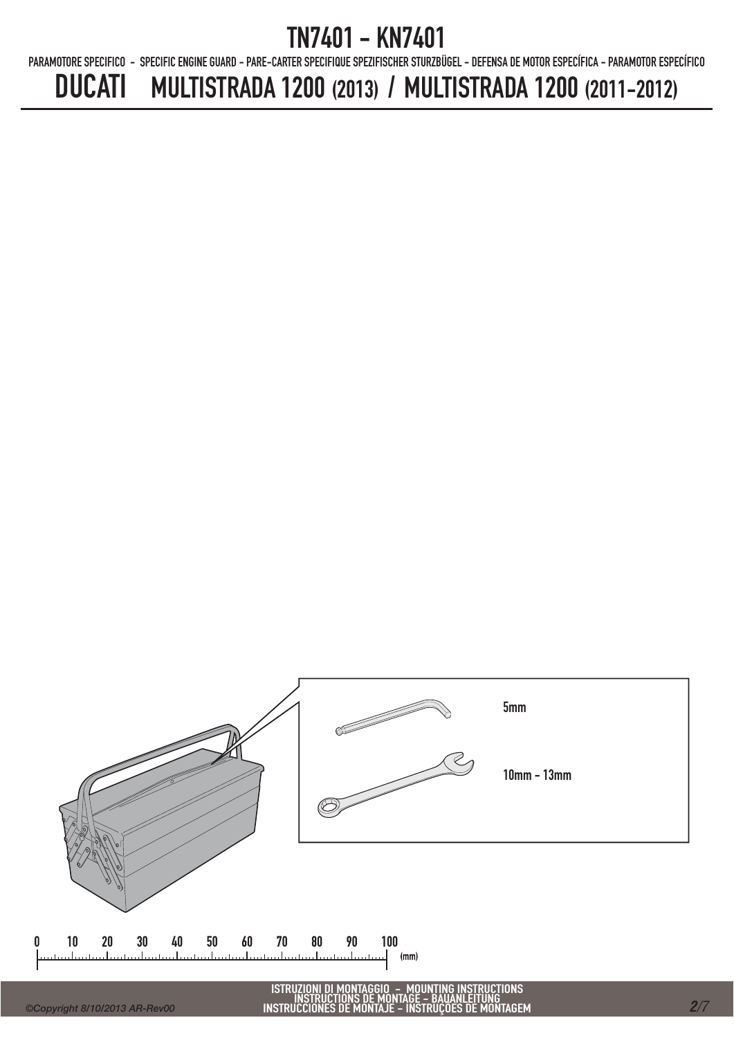# TN7401 - KN7401

PARAMOTORE SPECIFICO - SPECIFIC ENGINE GUARD - PARE-CARTER SPECIFIQUE SPEZIFISCHER STURZBÜGEL - DEFENSA DE MOTOR ESPECÍFICA - PARAMOTOR ESPECÍFICO

## DUCATI MULTISTRADA 1200 (2013) / MULTISTRADA 1200 (2011-2012)

5mm

10mm - 13mm

0 10 20 30 40 50 60 70 80 90 100 (mm)

ISTRUZIONI DI MONTAGGIO - MOUNTING INSTRUCTIONS
INSTRUCTIONS DE MONTAGE - BAUANLEITUNG
INSTRUCCIONES DE MONTAJE - INSTRUÇOES DE MONTAGEM

©Copyright 8/10/2013 AR-Rev00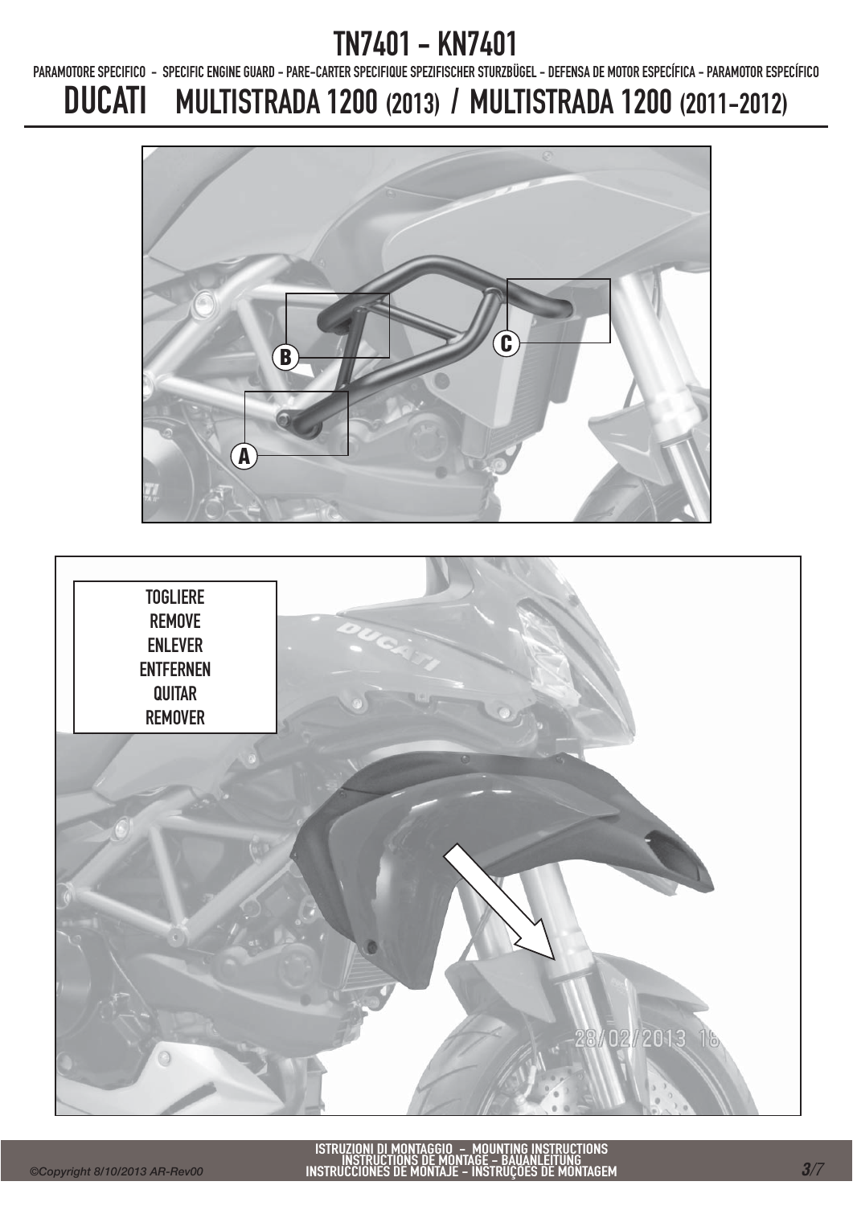# TN7401 - KN7401

PARAMOTORE SPECIFICO - SPECIFIC ENGINE GUARD - PARE-CARTER SPECIFIQUE SPEZIFISCHER STURZBÜGEL - DEFENSA DE MOTOR ESPECÍFICA - PARAMOTOR ESPECÍFICO

## DUCATI MULTISTRADA 1200 (2013) / MULTISTRADA 1200 (2011-2012)

B

C

A

TOGLIERE
REMOVE
ENLEVER
ENTFERNEN
QUITAR
REMOVER

ISTRUZIONI DI MONTAGGIO - MOUNTING INSTRUCTIONS
INSTRUCTIONS DE MONTAGE - BAUANLEITUNG
INSTRUCCIONES DE MONTAJE - INSTRUÇÕES DE MONTAGEM

©Copyright 8/10/2013 AR-Rev00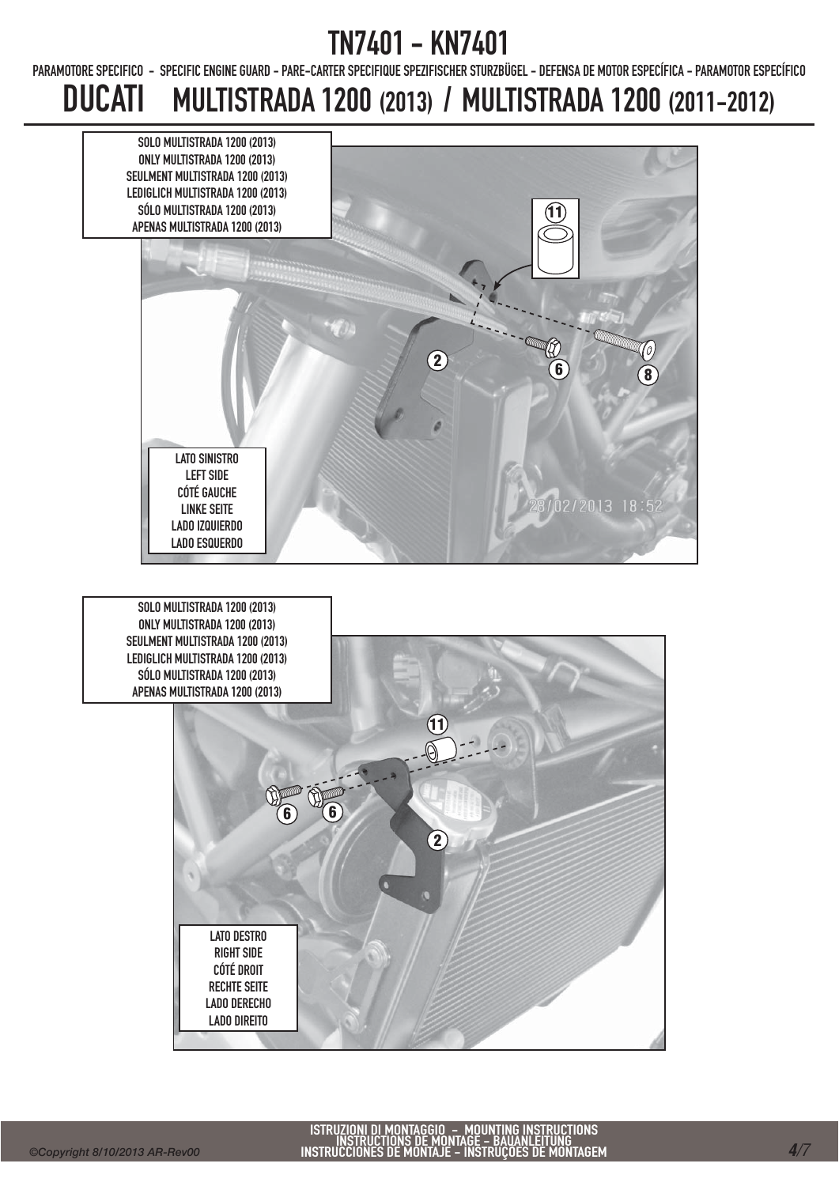# TN7401 - KN7401

PARAMOTORE SPECIFICO - SPECIFIC ENGINE GUARD - PARE-CARTER SPECIFIQUE SPEZIFISCHER STURZBÜGEL - DEFENSA DE MOTOR ESPECÍFICA - PARAMOTOR ESPECÍFICO

## DUCATI MULTISTRADA 1200 (2013) / MULTISTRADA 1200 (2011-2012)

SOLO MULTISTRADA 1200 (2013)
ONLY MULTISTRADA 1200 (2013)
SEULMENT MULTISTRADA 1200 (2013)
LEDIGLICH MULTISTRADA 1200 (2013)
SÓLO MULTISTRADA 1200 (2013)
APENAS MULTISTRADA 1200 (2013)

11

2

6

8

LATO SINISTRO
LEFT SIDE
CÓTÉ GAUCHE
LINKE SEITE
LADO IZQUIERDO
LADO ESQUERDO

SOLO MULTISTRADA 1200 (2013)
ONLY MULTISTRADA 1200 (2013)
SEULMENT MULTISTRADA 1200 (2013)
LEDIGLICH MULTISTRADA 1200 (2013)
SÓLO MULTISTRADA 1200 (2013)
APENAS MULTISTRADA 1200 (2013)

11

6

6

2

LATO DESTRO
RIGHT SIDE
CÓTÉ DROIT
RECHTE SEITE
LADO DERECHO
LADO DIREITO

ISTRUZIONI DI MONTAGGIO - MOUNTING INSTRUCTIONS
INSTRUCTIONS DE MONTAGE - BAUANLEITUNG
INSTRUCCIONES DE MONTAJE - INSTRUÇOES DE MONTAGEM

©Copyright 8/10/2013 AR-Rev00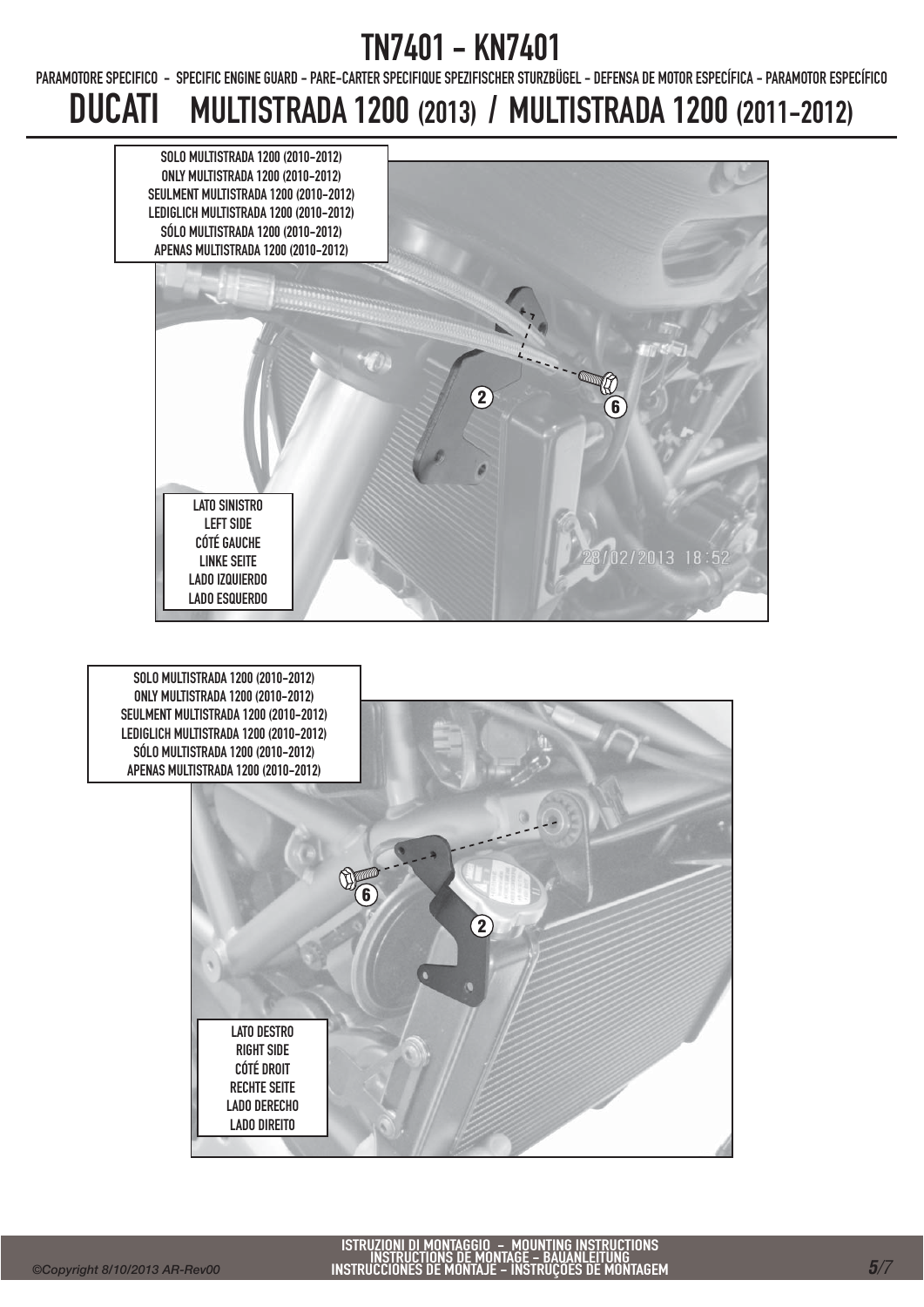# TN7401 - KN7401

PARAMOTORE SPECIFICO - SPECIFIC ENGINE GUARD - PARE-CARTER SPECIFIQUE SPEZIFISCHER STURZBÜGEL - DEFENSA DE MOTOR ESPECÍFICA - PARAMOTOR ESPECÍFICO

## DUCATI MULTISTRADA 1200 (2013) / MULTISTRADA 1200 (2011-2012)

SOLO MULTISTRADA 1200 (2010-2012)
ONLY MULTISTRADA 1200 (2010-2012)
SEULMENT MULTISTRADA 1200 (2010-2012)
LEDIGLICH MULTISTRADA 1200 (2010-2012)
SÓLO MULTISTRADA 1200 (2010-2012)
APENAS MULTISTRADA 1200 (2010-2012)

2

6

28/02/2013 18:52

LATO SINISTRO
LEFT SIDE
CÓTÉ GAUCHE
LINKE SEITE
LADO IZQUIERDO
LADO ESQUERDO

SOLO MULTISTRADA 1200 (2010-2012)
ONLY MULTISTRADA 1200 (2010-2012)
SEULMENT MULTISTRADA 1200 (2010-2012)
LEDIGLICH MULTISTRADA 1200 (2010-2012)
SÓLO MULTISTRADA 1200 (2010-2012)
APENAS MULTISTRADA 1200 (2010-2012)

6

2

LATO DESTRO
RIGHT SIDE
CÓTÉ DROIT
RECHTE SEITE
LADO DERECHO
LADO DIREITO

ISTRUZIONI DI MONTAGGIO - MOUNTING INSTRUCTIONS
INSTRUCTIONS DE MONTAGE - BAUANLEITUNG
INSTRUCCIONES DE MONTAJE - INSTRUÇÕES DE MONTAGEM

©Copyright 8/10/2013 AR-Rev00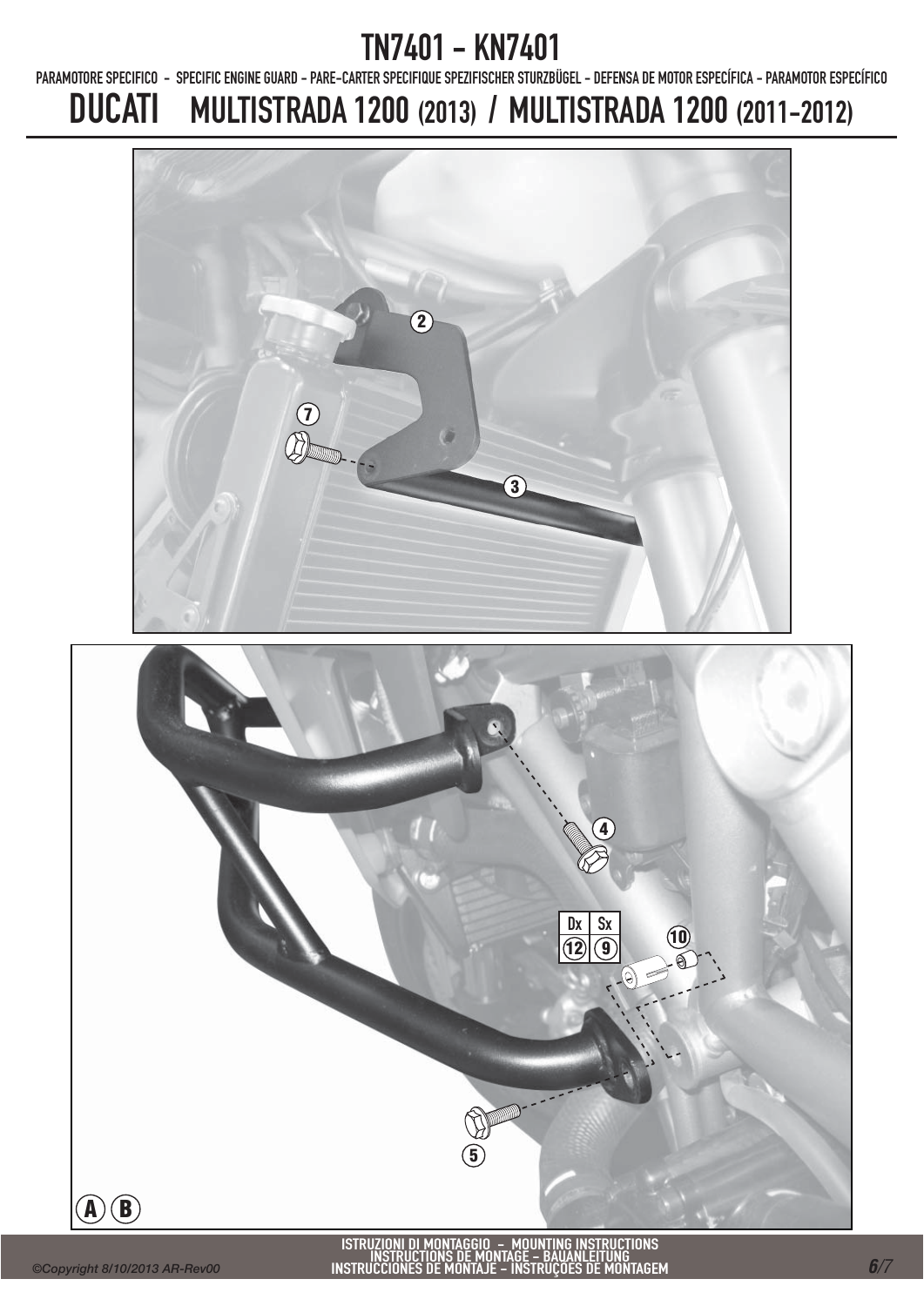# TN7401 - KN7401

PARAMOTORE SPECIFICO - SPECIFIC ENGINE GUARD - PARE-CARTER SPECIFIQUE SPEZIFISCHER STURZBÜGEL - DEFENSA DE MOTOR ESPECÍFICA - PARAMOTOR ESPECÍFICO

## DUCATI MULTISTRADA 1200 (2013) / MULTISTRADA 1200 (2011-2012)

2

7

3

4

| Dx | Sx |
|---|---|
| 12 | 9 |

10

5

A B

ISTRUZIONI DI MONTAGGIO - MOUNTING INSTRUCTIONS
INSTRUCTIONS DE MONTAGE - BAUANLEITUNG
INSTRUCCIONES DE MONTAJE - INSTRUÇÕES DE MONTAGEM

©Copyright 8/10/2013 AR-Rev00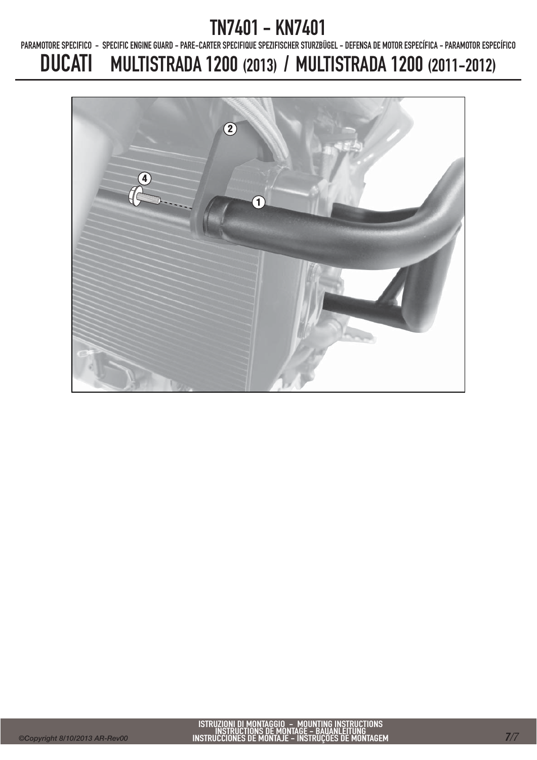# TN7401 - KN7401

PARAMOTORE SPECIFICO - SPECIFIC ENGINE GUARD - PARE-CARTER SPECIFIQUE SPEZIFISCHER STURZBÜGEL - DEFENSA DE MOTOR ESPECÍFICA - PARAMOTOR ESPECÍFICO

## DUCATI MULTISTRADA 1200 (2013) / MULTISTRADA 1200 (2011-2012)

2

4

1

ISTRUZIONI DI MONTAGGIO - MOUNTING INSTRUCTIONS
INSTRUCTIONS DE MONTAGE - BAUANLEITUNG
INSTRUCCIONES DE MONTAJE - INSTRUÇOES DE MONTAGEM

©Copyright 8/10/2013 AR-Rev00